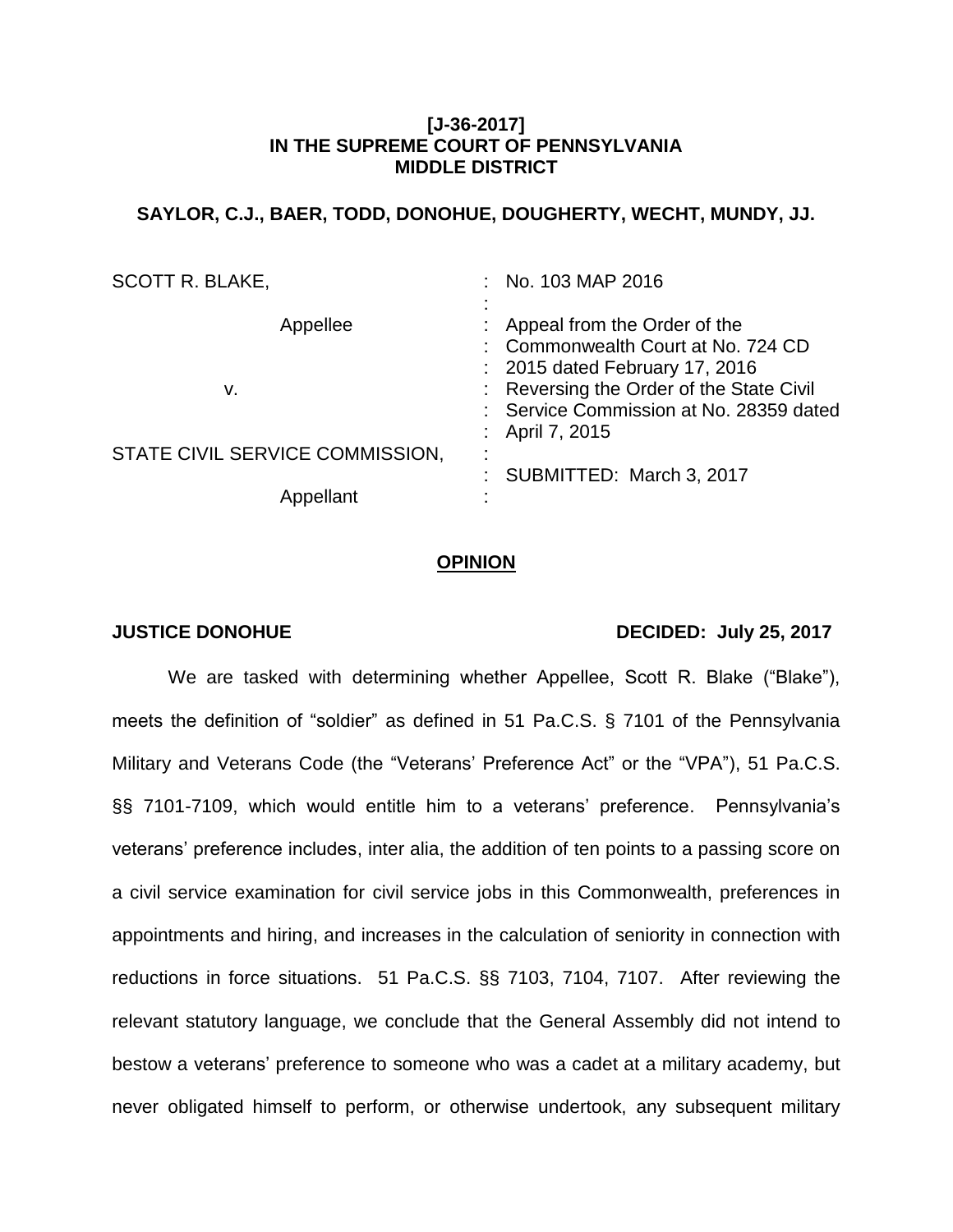**[J-36-2017]**
**IN THE SUPREME COURT OF PENNSYLVANIA**
**MIDDLE DISTRICT**

**SAYLOR, C.J., BAER, TODD, DONOHUE, DOUGHERTY, WECHT, MUNDY, JJ.**

| | | |
|---|---|---|
| SCOTT R. BLAKE, | : | No. 103 MAP 2016 |
| | : | |
| Appellee | : | Appeal from the Order of the Commonwealth Court at No. 724 CD 2015 dated February 17, 2016 Reversing the Order of the State Civil Service Commission at No. 28359 dated April 7, 2015 |
| v. | : | |
| STATE CIVIL SERVICE COMMISSION, | : | |
| | : | SUBMITTED: March 3, 2017 |
| Appellant | : | |

## OPINION

**JUSTICE DONOHUE** **DECIDED: July 25, 2017**

We are tasked with determining whether Appellee, Scott R. Blake ("Blake"), meets the definition of "soldier" as defined in 51 Pa.C.S. § 7101 of the Pennsylvania Military and Veterans Code (the "Veterans' Preference Act" or the "VPA"), 51 Pa.C.S. §§ 7101-7109, which would entitle him to a veterans' preference. Pennsylvania's veterans' preference includes, inter alia, the addition of ten points to a passing score on a civil service examination for civil service jobs in this Commonwealth, preferences in appointments and hiring, and increases in the calculation of seniority in connection with reductions in force situations. 51 Pa.C.S. §§ 7103, 7104, 7107. After reviewing the relevant statutory language, we conclude that the General Assembly did not intend to bestow a veterans' preference to someone who was a cadet at a military academy, but never obligated himself to perform, or otherwise undertook, any subsequent military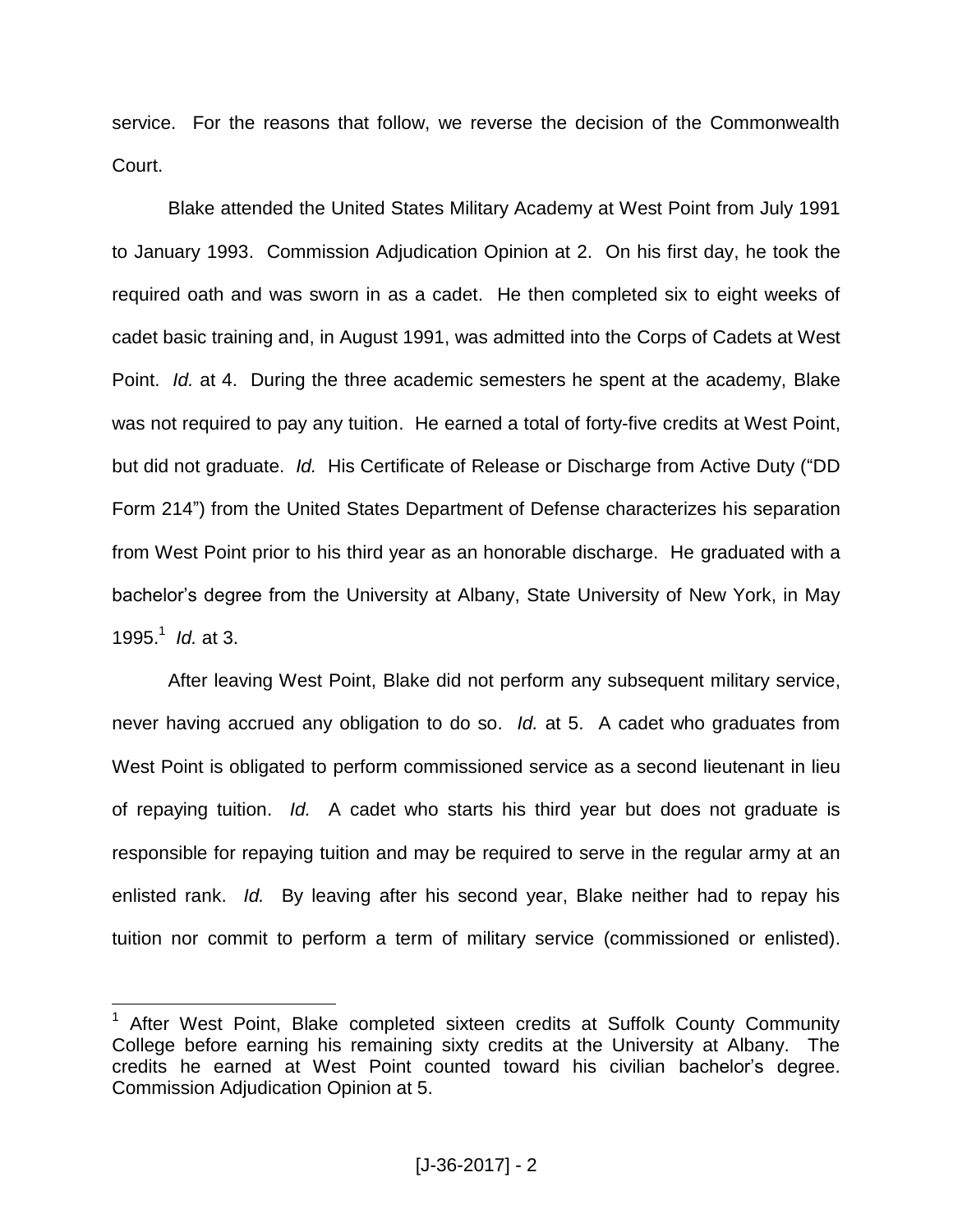service. For the reasons that follow, we reverse the decision of the Commonwealth Court.

Blake attended the United States Military Academy at West Point from July 1991 to January 1993. Commission Adjudication Opinion at 2. On his first day, he took the required oath and was sworn in as a cadet. He then completed six to eight weeks of cadet basic training and, in August 1991, was admitted into the Corps of Cadets at West Point. *Id.* at 4. During the three academic semesters he spent at the academy, Blake was not required to pay any tuition. He earned a total of forty-five credits at West Point, but did not graduate. *Id.* His Certificate of Release or Discharge from Active Duty ("DD Form 214") from the United States Department of Defense characterizes his separation from West Point prior to his third year as an honorable discharge. He graduated with a bachelor's degree from the University at Albany, State University of New York, in May 1995.[1] *Id.* at 3.

After leaving West Point, Blake did not perform any subsequent military service, never having accrued any obligation to do so. *Id.* at 5. A cadet who graduates from West Point is obligated to perform commissioned service as a second lieutenant in lieu of repaying tuition. *Id.* A cadet who starts his third year but does not graduate is responsible for repaying tuition and may be required to serve in the regular army at an enlisted rank. *Id.* By leaving after his second year, Blake neither had to repay his tuition nor commit to perform a term of military service (commissioned or enlisted).

---

[1] After West Point, Blake completed sixteen credits at Suffolk County Community College before earning his remaining sixty credits at the University at Albany. The credits he earned at West Point counted toward his civilian bachelor's degree. Commission Adjudication Opinion at 5.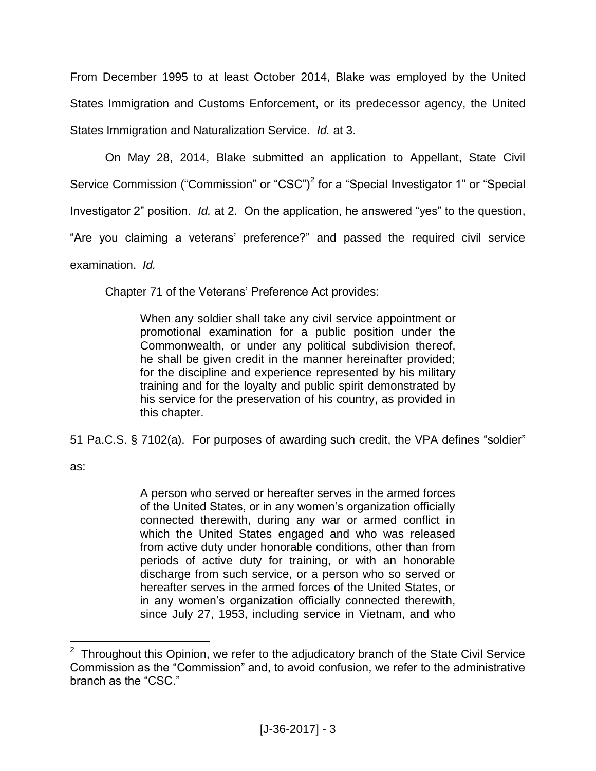From December 1995 to at least October 2014, Blake was employed by the United States Immigration and Customs Enforcement, or its predecessor agency, the United States Immigration and Naturalization Service. *Id.* at 3.

On May 28, 2014, Blake submitted an application to Appellant, State Civil Service Commission ("Commission" or "CSC")[2] for a "Special Investigator 1" or "Special Investigator 2" position. *Id.* at 2. On the application, he answered "yes" to the question, "Are you claiming a veterans' preference?" and passed the required civil service examination. *Id.*

Chapter 71 of the Veterans' Preference Act provides:

> When any soldier shall take any civil service appointment or promotional examination for a public position under the Commonwealth, or under any political subdivision thereof, he shall be given credit in the manner hereinafter provided; for the discipline and experience represented by his military training and for the loyalty and public spirit demonstrated by his service for the preservation of his country, as provided in this chapter.

51 Pa.C.S. § 7102(a). For purposes of awarding such credit, the VPA defines "soldier" as:

> A person who served or hereafter serves in the armed forces of the United States, or in any women's organization officially connected therewith, during any war or armed conflict in which the United States engaged and who was released from active duty under honorable conditions, other than from periods of active duty for training, or with an honorable discharge from such service, or a person who so served or hereafter serves in the armed forces of the United States, or in any women's organization officially connected therewith, since July 27, 1953, including service in Vietnam, and who

[2] Throughout this Opinion, we refer to the adjudicatory branch of the State Civil Service Commission as the "Commission" and, to avoid confusion, we refer to the administrative branch as the "CSC."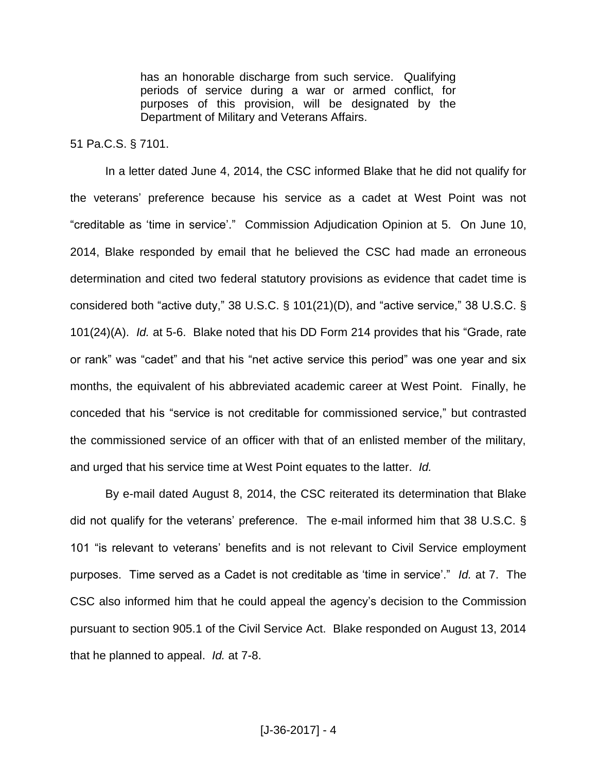> has an honorable discharge from such service. Qualifying periods of service during a war or armed conflict, for purposes of this provision, will be designated by the Department of Military and Veterans Affairs.

51 Pa.C.S. § 7101.

In a letter dated June 4, 2014, the CSC informed Blake that he did not qualify for the veterans' preference because his service as a cadet at West Point was not "creditable as 'time in service'." Commission Adjudication Opinion at 5. On June 10, 2014, Blake responded by email that he believed the CSC had made an erroneous determination and cited two federal statutory provisions as evidence that cadet time is considered both "active duty," 38 U.S.C. § 101(21)(D), and "active service," 38 U.S.C. § 101(24)(A). *Id.* at 5-6. Blake noted that his DD Form 214 provides that his "Grade, rate or rank" was "cadet" and that his "net active service this period" was one year and six months, the equivalent of his abbreviated academic career at West Point. Finally, he conceded that his "service is not creditable for commissioned service," but contrasted the commissioned service of an officer with that of an enlisted member of the military, and urged that his service time at West Point equates to the latter. *Id.*

By e-mail dated August 8, 2014, the CSC reiterated its determination that Blake did not qualify for the veterans' preference. The e-mail informed him that 38 U.S.C. § 101 "is relevant to veterans' benefits and is not relevant to Civil Service employment purposes. Time served as a Cadet is not creditable as 'time in service'." *Id.* at 7. The CSC also informed him that he could appeal the agency's decision to the Commission pursuant to section 905.1 of the Civil Service Act. Blake responded on August 13, 2014 that he planned to appeal. *Id.* at 7-8.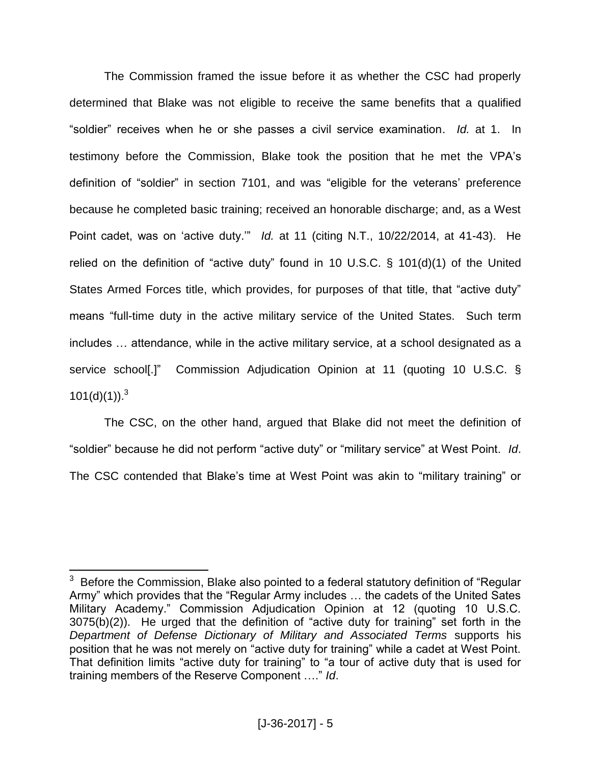The Commission framed the issue before it as whether the CSC had properly determined that Blake was not eligible to receive the same benefits that a qualified "soldier" receives when he or she passes a civil service examination. *Id.* at 1. In testimony before the Commission, Blake took the position that he met the VPA's definition of "soldier" in section 7101, and was "eligible for the veterans' preference because he completed basic training; received an honorable discharge; and, as a West Point cadet, was on 'active duty.'" *Id.* at 11 (citing N.T., 10/22/2014, at 41-43). He relied on the definition of "active duty" found in 10 U.S.C. § 101(d)(1) of the United States Armed Forces title, which provides, for purposes of that title, that "active duty" means "full-time duty in the active military service of the United States. Such term includes … attendance, while in the active military service, at a school designated as a service school[.]" Commission Adjudication Opinion at 11 (quoting 10 U.S.C. § 101(d)(1)).[3]

The CSC, on the other hand, argued that Blake did not meet the definition of "soldier" because he did not perform "active duty" or "military service" at West Point. *Id*. The CSC contended that Blake's time at West Point was akin to "military training" or

---

[3] Before the Commission, Blake also pointed to a federal statutory definition of "Regular Army" which provides that the "Regular Army includes … the cadets of the United Sates Military Academy." Commission Adjudication Opinion at 12 (quoting 10 U.S.C. 3075(b)(2)). He urged that the definition of "active duty for training" set forth in the *Department of Defense Dictionary of Military and Associated Terms* supports his position that he was not merely on "active duty for training" while a cadet at West Point. That definition limits "active duty for training" to "a tour of active duty that is used for training members of the Reserve Component …." *Id*.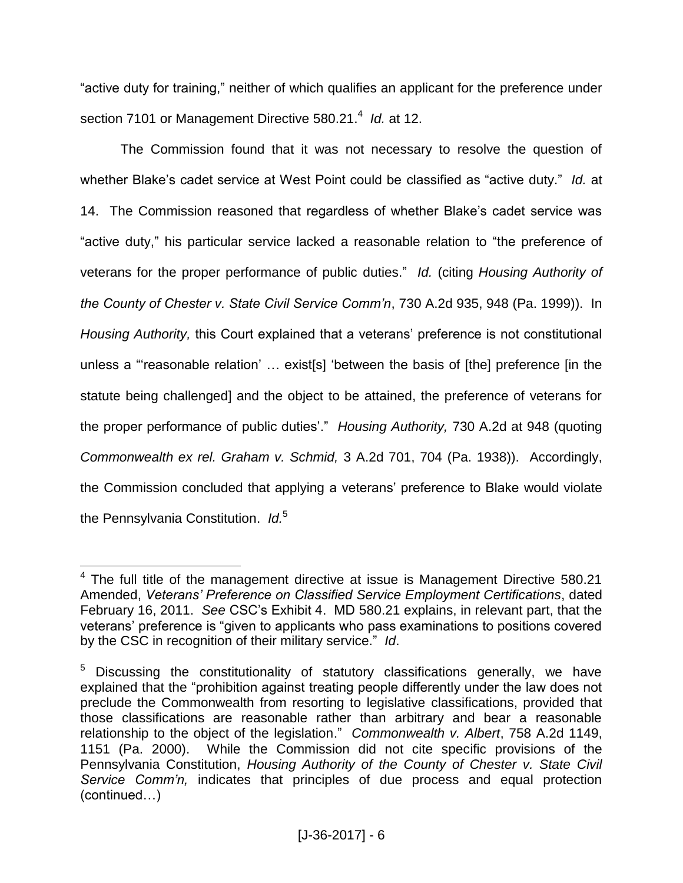"active duty for training," neither of which qualifies an applicant for the preference under section 7101 or Management Directive 580.21.[4] *Id.* at 12.

The Commission found that it was not necessary to resolve the question of whether Blake's cadet service at West Point could be classified as "active duty." *Id.* at 14. The Commission reasoned that regardless of whether Blake's cadet service was "active duty," his particular service lacked a reasonable relation to "the preference of veterans for the proper performance of public duties." *Id.* (citing *Housing Authority of the County of Chester v. State Civil Service Comm'n*, 730 A.2d 935, 948 (Pa. 1999)). In *Housing Authority,* this Court explained that a veterans' preference is not constitutional unless a "'reasonable relation' … exist[s] 'between the basis of [the] preference [in the statute being challenged] and the object to be attained, the preference of veterans for the proper performance of public duties'." *Housing Authority,* 730 A.2d at 948 (quoting *Commonwealth ex rel. Graham v. Schmid,* 3 A.2d 701, 704 (Pa. 1938)). Accordingly, the Commission concluded that applying a veterans' preference to Blake would violate the Pennsylvania Constitution. *Id.*[5]

---

[4] The full title of the management directive at issue is Management Directive 580.21 Amended, *Veterans' Preference on Classified Service Employment Certifications*, dated February 16, 2011. *See* CSC's Exhibit 4. MD 580.21 explains, in relevant part, that the veterans' preference is "given to applicants who pass examinations to positions covered by the CSC in recognition of their military service." *Id*.

[5] Discussing the constitutionality of statutory classifications generally, we have explained that the "prohibition against treating people differently under the law does not preclude the Commonwealth from resorting to legislative classifications, provided that those classifications are reasonable rather than arbitrary and bear a reasonable relationship to the object of the legislation." *Commonwealth v. Albert*, 758 A.2d 1149, 1151 (Pa. 2000). While the Commission did not cite specific provisions of the Pennsylvania Constitution, *Housing Authority of the County of Chester v. State Civil Service Comm'n,* indicates that principles of due process and equal protection (continued…)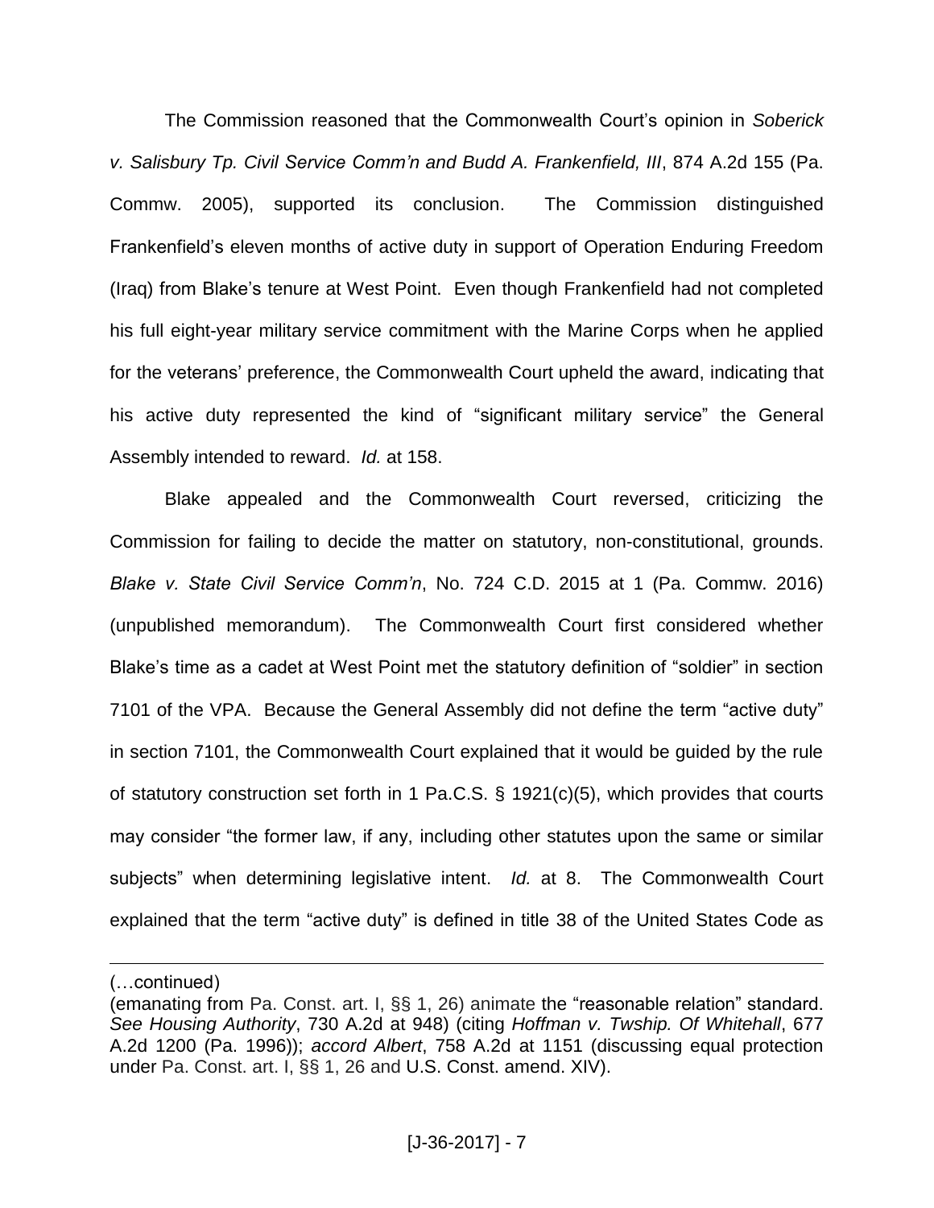The Commission reasoned that the Commonwealth Court's opinion in *Soberick v. Salisbury Tp. Civil Service Comm'n and Budd A. Frankenfield, III*, 874 A.2d 155 (Pa. Commw. 2005), supported its conclusion. The Commission distinguished Frankenfield's eleven months of active duty in support of Operation Enduring Freedom (Iraq) from Blake's tenure at West Point. Even though Frankenfield had not completed his full eight-year military service commitment with the Marine Corps when he applied for the veterans' preference, the Commonwealth Court upheld the award, indicating that his active duty represented the kind of "significant military service" the General Assembly intended to reward. *Id.* at 158.

Blake appealed and the Commonwealth Court reversed, criticizing the Commission for failing to decide the matter on statutory, non-constitutional, grounds. *Blake v. State Civil Service Comm'n*, No. 724 C.D. 2015 at 1 (Pa. Commw. 2016) (unpublished memorandum). The Commonwealth Court first considered whether Blake's time as a cadet at West Point met the statutory definition of "soldier" in section 7101 of the VPA. Because the General Assembly did not define the term "active duty" in section 7101, the Commonwealth Court explained that it would be guided by the rule of statutory construction set forth in 1 Pa.C.S. § 1921(c)(5), which provides that courts may consider "the former law, if any, including other statutes upon the same or similar subjects" when determining legislative intent. *Id.* at 8. The Commonwealth Court explained that the term "active duty" is defined in title 38 of the United States Code as

---

(…continued)
(emanating from Pa. Const. art. I, §§ 1, 26) animate the "reasonable relation" standard. *See Housing Authority*, 730 A.2d at 948) (citing *Hoffman v. Twship. Of Whitehall*, 677 A.2d 1200 (Pa. 1996)); *accord Albert*, 758 A.2d at 1151 (discussing equal protection under Pa. Const. art. I, §§ 1, 26 and U.S. Const. amend. XIV).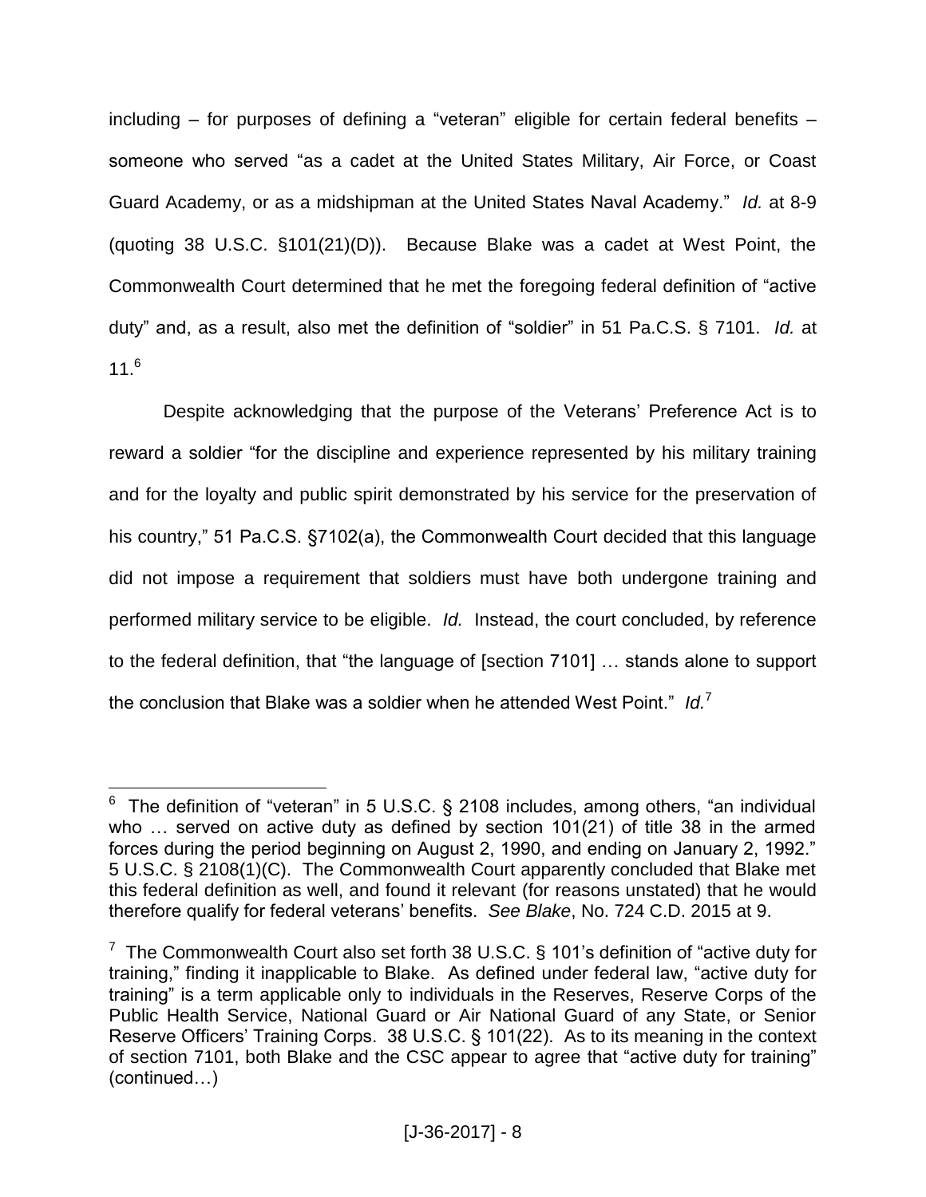including – for purposes of defining a "veteran" eligible for certain federal benefits – someone who served "as a cadet at the United States Military, Air Force, or Coast Guard Academy, or as a midshipman at the United States Naval Academy." *Id.* at 8-9 (quoting 38 U.S.C. §101(21)(D)). Because Blake was a cadet at West Point, the Commonwealth Court determined that he met the foregoing federal definition of "active duty" and, as a result, also met the definition of "soldier" in 51 Pa.C.S. § 7101. *Id.* at 11.[6]

Despite acknowledging that the purpose of the Veterans' Preference Act is to reward a soldier "for the discipline and experience represented by his military training and for the loyalty and public spirit demonstrated by his service for the preservation of his country," 51 Pa.C.S. §7102(a), the Commonwealth Court decided that this language did not impose a requirement that soldiers must have both undergone training and performed military service to be eligible. *Id.* Instead, the court concluded, by reference to the federal definition, that "the language of [section 7101] … stands alone to support the conclusion that Blake was a soldier when he attended West Point." *Id.*[7]

---

[6] The definition of "veteran" in 5 U.S.C. § 2108 includes, among others, "an individual who … served on active duty as defined by section 101(21) of title 38 in the armed forces during the period beginning on August 2, 1990, and ending on January 2, 1992." 5 U.S.C. § 2108(1)(C). The Commonwealth Court apparently concluded that Blake met this federal definition as well, and found it relevant (for reasons unstated) that he would therefore qualify for federal veterans' benefits. *See Blake*, No. 724 C.D. 2015 at 9.

[7] The Commonwealth Court also set forth 38 U.S.C. § 101's definition of "active duty for training," finding it inapplicable to Blake. As defined under federal law, "active duty for training" is a term applicable only to individuals in the Reserves, Reserve Corps of the Public Health Service, National Guard or Air National Guard of any State, or Senior Reserve Officers' Training Corps. 38 U.S.C. § 101(22). As to its meaning in the context of section 7101, both Blake and the CSC appear to agree that "active duty for training" (continued…)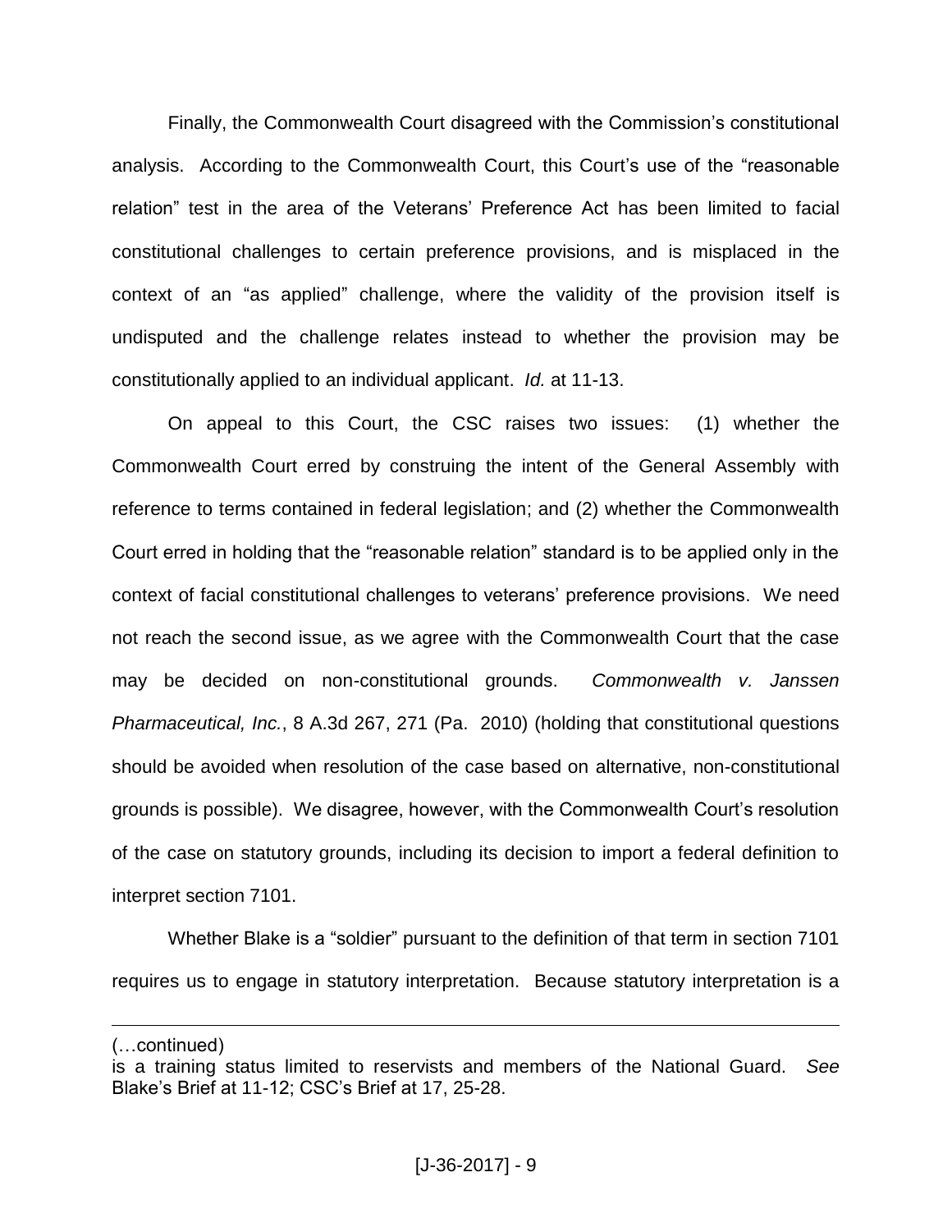Finally, the Commonwealth Court disagreed with the Commission's constitutional analysis. According to the Commonwealth Court, this Court's use of the "reasonable relation" test in the area of the Veterans' Preference Act has been limited to facial constitutional challenges to certain preference provisions, and is misplaced in the context of an "as applied" challenge, where the validity of the provision itself is undisputed and the challenge relates instead to whether the provision may be constitutionally applied to an individual applicant. *Id.* at 11-13.

On appeal to this Court, the CSC raises two issues: (1) whether the Commonwealth Court erred by construing the intent of the General Assembly with reference to terms contained in federal legislation; and (2) whether the Commonwealth Court erred in holding that the "reasonable relation" standard is to be applied only in the context of facial constitutional challenges to veterans' preference provisions. We need not reach the second issue, as we agree with the Commonwealth Court that the case may be decided on non-constitutional grounds. *Commonwealth v. Janssen Pharmaceutical, Inc.*, 8 A.3d 267, 271 (Pa. 2010) (holding that constitutional questions should be avoided when resolution of the case based on alternative, non-constitutional grounds is possible). We disagree, however, with the Commonwealth Court's resolution of the case on statutory grounds, including its decision to import a federal definition to interpret section 7101.

Whether Blake is a "soldier" pursuant to the definition of that term in section 7101 requires us to engage in statutory interpretation. Because statutory interpretation is a

---

(…continued)
is a training status limited to reservists and members of the National Guard. *See* Blake's Brief at 11-12; CSC's Brief at 17, 25-28.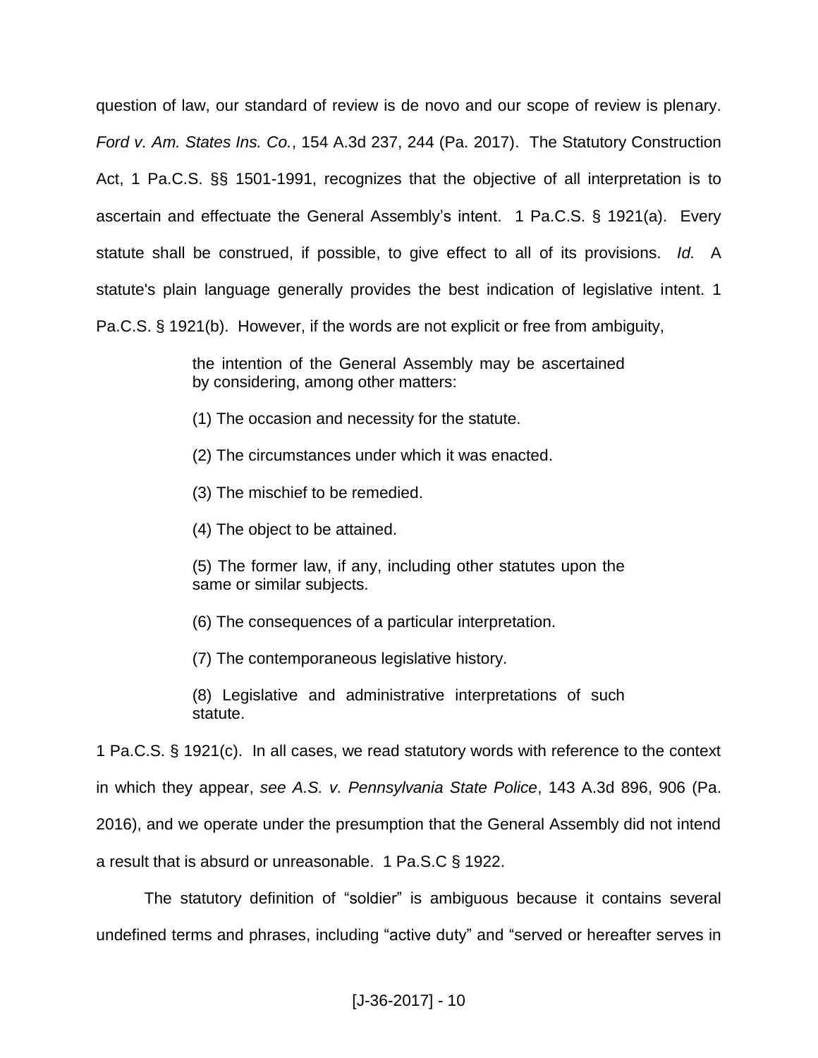question of law, our standard of review is de novo and our scope of review is plenary. *Ford v. Am. States Ins. Co.*, 154 A.3d 237, 244 (Pa. 2017). The Statutory Construction Act, 1 Pa.C.S. §§ 1501-1991, recognizes that the objective of all interpretation is to ascertain and effectuate the General Assembly's intent. 1 Pa.C.S. § 1921(a). Every statute shall be construed, if possible, to give effect to all of its provisions. *Id.* A statute's plain language generally provides the best indication of legislative intent. 1 Pa.C.S. § 1921(b). However, if the words are not explicit or free from ambiguity,

> the intention of the General Assembly may be ascertained by considering, among other matters:
>
> (1) The occasion and necessity for the statute.
>
> (2) The circumstances under which it was enacted.
>
> (3) The mischief to be remedied.
>
> (4) The object to be attained.
>
> (5) The former law, if any, including other statutes upon the same or similar subjects.
>
> (6) The consequences of a particular interpretation.
>
> (7) The contemporaneous legislative history.
>
> (8) Legislative and administrative interpretations of such statute.

1 Pa.C.S. § 1921(c). In all cases, we read statutory words with reference to the context in which they appear, *see A.S. v. Pennsylvania State Police*, 143 A.3d 896, 906 (Pa. 2016), and we operate under the presumption that the General Assembly did not intend a result that is absurd or unreasonable. 1 Pa.S.C § 1922.

The statutory definition of "soldier" is ambiguous because it contains several undefined terms and phrases, including "active duty" and "served or hereafter serves in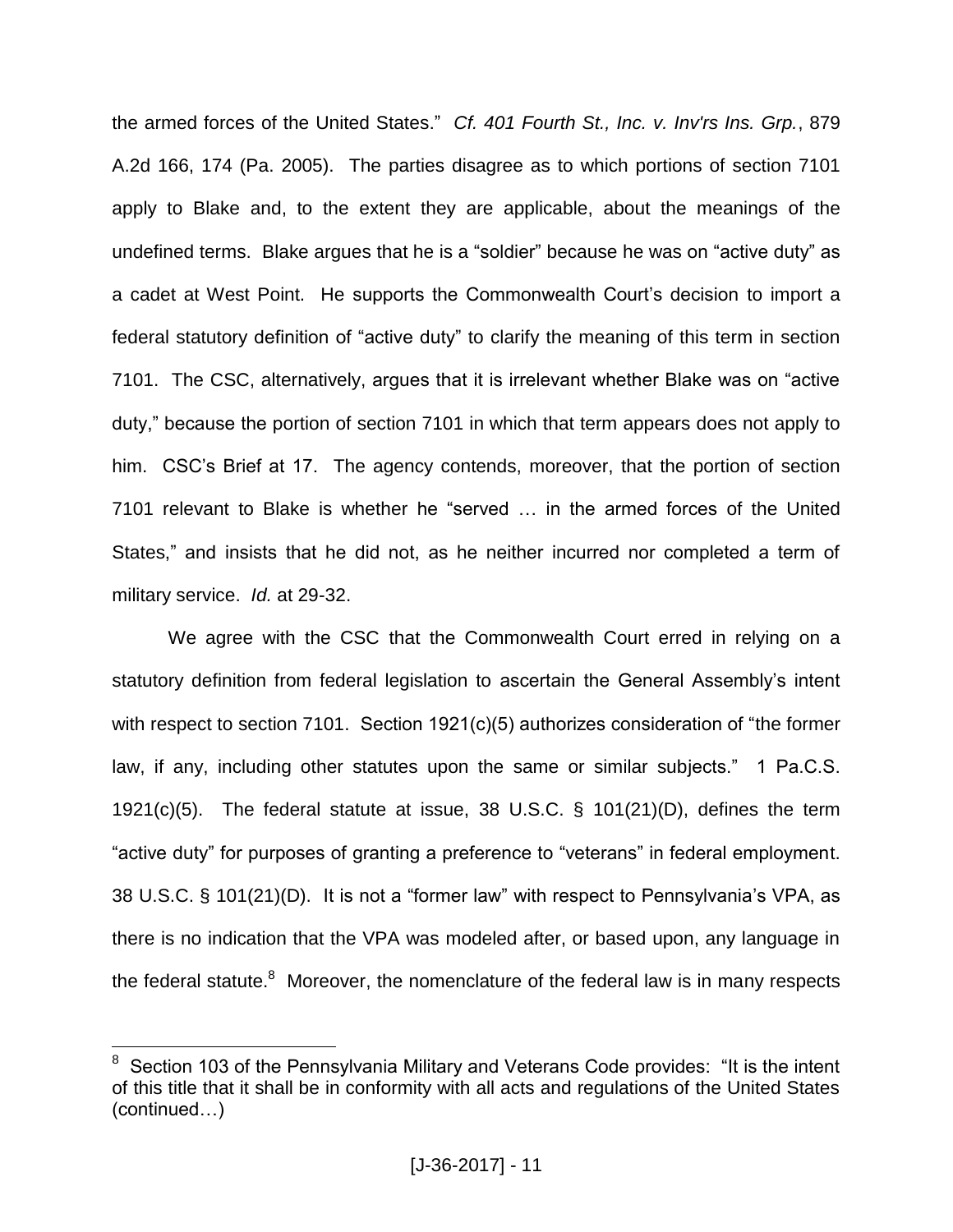the armed forces of the United States." *Cf. 401 Fourth St., Inc. v. Inv'rs Ins. Grp.*, 879 A.2d 166, 174 (Pa. 2005). The parties disagree as to which portions of section 7101 apply to Blake and, to the extent they are applicable, about the meanings of the undefined terms. Blake argues that he is a "soldier" because he was on "active duty" as a cadet at West Point. He supports the Commonwealth Court's decision to import a federal statutory definition of "active duty" to clarify the meaning of this term in section 7101. The CSC, alternatively, argues that it is irrelevant whether Blake was on "active duty," because the portion of section 7101 in which that term appears does not apply to him. CSC's Brief at 17. The agency contends, moreover, that the portion of section 7101 relevant to Blake is whether he "served … in the armed forces of the United States," and insists that he did not, as he neither incurred nor completed a term of military service. *Id.* at 29-32.

We agree with the CSC that the Commonwealth Court erred in relying on a statutory definition from federal legislation to ascertain the General Assembly's intent with respect to section 7101. Section 1921(c)(5) authorizes consideration of "the former law, if any, including other statutes upon the same or similar subjects." 1 Pa.C.S. 1921(c)(5). The federal statute at issue, 38 U.S.C. § 101(21)(D), defines the term "active duty" for purposes of granting a preference to "veterans" in federal employment. 38 U.S.C. § 101(21)(D). It is not a "former law" with respect to Pennsylvania's VPA, as there is no indication that the VPA was modeled after, or based upon, any language in the federal statute.[8] Moreover, the nomenclature of the federal law is in many respects

---

[8] Section 103 of the Pennsylvania Military and Veterans Code provides: "It is the intent of this title that it shall be in conformity with all acts and regulations of the United States (continued…)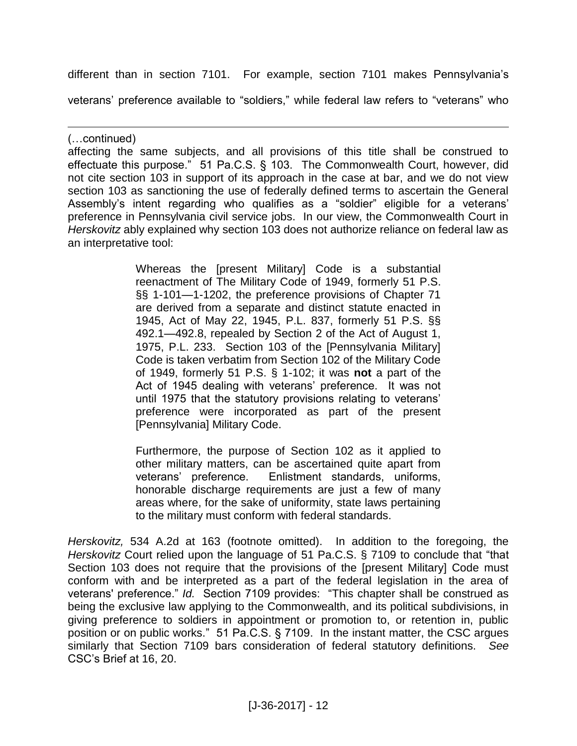different than in section 7101. For example, section 7101 makes Pennsylvania's veterans' preference available to "soldiers," while federal law refers to "veterans" who

---

(…continued)

affecting the same subjects, and all provisions of this title shall be construed to effectuate this purpose." 51 Pa.C.S. § 103. The Commonwealth Court, however, did not cite section 103 in support of its approach in the case at bar, and we do not view section 103 as sanctioning the use of federally defined terms to ascertain the General Assembly's intent regarding who qualifies as a "soldier" eligible for a veterans' preference in Pennsylvania civil service jobs. In our view, the Commonwealth Court in *Herskovitz* ably explained why section 103 does not authorize reliance on federal law as an interpretative tool:

> Whereas the [present Military] Code is a substantial reenactment of The Military Code of 1949, formerly 51 P.S. §§ 1-101—1-1202, the preference provisions of Chapter 71 are derived from a separate and distinct statute enacted in 1945, Act of May 22, 1945, P.L. 837, formerly 51 P.S. §§ 492.1—492.8, repealed by Section 2 of the Act of August 1, 1975, P.L. 233. Section 103 of the [Pennsylvania Military] Code is taken verbatim from Section 102 of the Military Code of 1949, formerly 51 P.S. § 1-102; it was **not** a part of the Act of 1945 dealing with veterans' preference. It was not until 1975 that the statutory provisions relating to veterans' preference were incorporated as part of the present [Pennsylvania] Military Code.
>
> Furthermore, the purpose of Section 102 as it applied to other military matters, can be ascertained quite apart from veterans' preference. Enlistment standards, uniforms, honorable discharge requirements are just a few of many areas where, for the sake of uniformity, state laws pertaining to the military must conform with federal standards.

*Herskovitz,* 534 A.2d at 163 (footnote omitted). In addition to the foregoing, the *Herskovitz* Court relied upon the language of 51 Pa.C.S. § 7109 to conclude that "that Section 103 does not require that the provisions of the [present Military] Code must conform with and be interpreted as a part of the federal legislation in the area of veterans' preference." *Id.* Section 7109 provides: "This chapter shall be construed as being the exclusive law applying to the Commonwealth, and its political subdivisions, in giving preference to soldiers in appointment or promotion to, or retention in, public position or on public works." 51 Pa.C.S. § 7109. In the instant matter, the CSC argues similarly that Section 7109 bars consideration of federal statutory definitions. *See* CSC's Brief at 16, 20.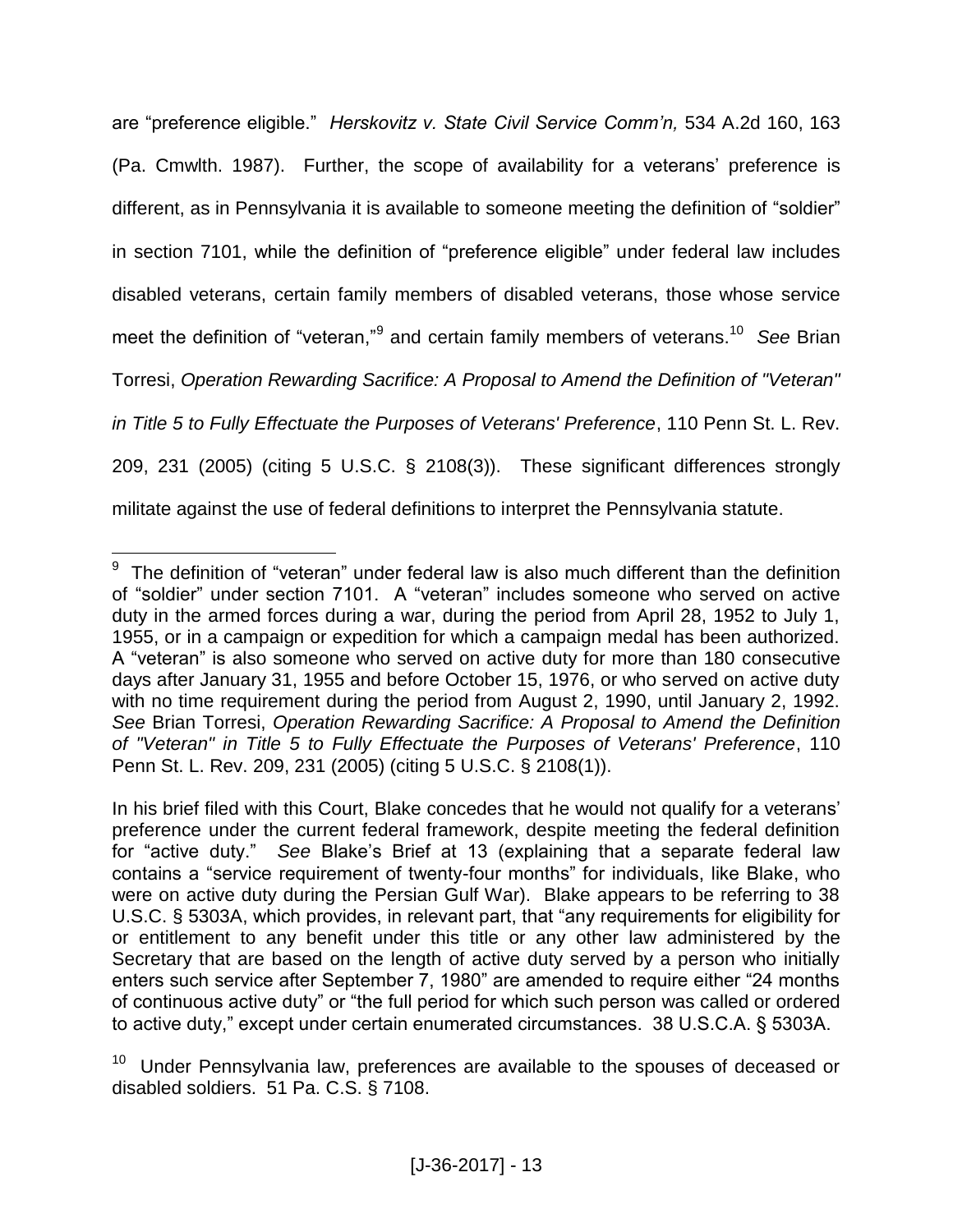are "preference eligible." *Herskovitz v. State Civil Service Comm'n,* 534 A.2d 160, 163 (Pa. Cmwlth. 1987). Further, the scope of availability for a veterans' preference is different, as in Pennsylvania it is available to someone meeting the definition of "soldier" in section 7101, while the definition of "preference eligible" under federal law includes disabled veterans, certain family members of disabled veterans, those whose service meet the definition of "veteran,"[9] and certain family members of veterans.[10] *See* Brian Torresi, *Operation Rewarding Sacrifice: A Proposal to Amend the Definition of "Veteran" in Title 5 to Fully Effectuate the Purposes of Veterans' Preference*, 110 Penn St. L. Rev. 209, 231 (2005) (citing 5 U.S.C. § 2108(3)). These significant differences strongly militate against the use of federal definitions to interpret the Pennsylvania statute.

---

[9] The definition of "veteran" under federal law is also much different than the definition of "soldier" under section 7101. A "veteran" includes someone who served on active duty in the armed forces during a war, during the period from April 28, 1952 to July 1, 1955, or in a campaign or expedition for which a campaign medal has been authorized. A "veteran" is also someone who served on active duty for more than 180 consecutive days after January 31, 1955 and before October 15, 1976, or who served on active duty with no time requirement during the period from August 2, 1990, until January 2, 1992. *See* Brian Torresi, *Operation Rewarding Sacrifice: A Proposal to Amend the Definition of "Veteran" in Title 5 to Fully Effectuate the Purposes of Veterans' Preference*, 110 Penn St. L. Rev. 209, 231 (2005) (citing 5 U.S.C. § 2108(1)).

In his brief filed with this Court, Blake concedes that he would not qualify for a veterans' preference under the current federal framework, despite meeting the federal definition for "active duty." *See* Blake's Brief at 13 (explaining that a separate federal law contains a "service requirement of twenty-four months" for individuals, like Blake, who were on active duty during the Persian Gulf War). Blake appears to be referring to 38 U.S.C. § 5303A, which provides, in relevant part, that "any requirements for eligibility for or entitlement to any benefit under this title or any other law administered by the Secretary that are based on the length of active duty served by a person who initially enters such service after September 7, 1980" are amended to require either "24 months of continuous active duty" or "the full period for which such person was called or ordered to active duty," except under certain enumerated circumstances. 38 U.S.C.A. § 5303A.

[10] Under Pennsylvania law, preferences are available to the spouses of deceased or disabled soldiers. 51 Pa. C.S. § 7108.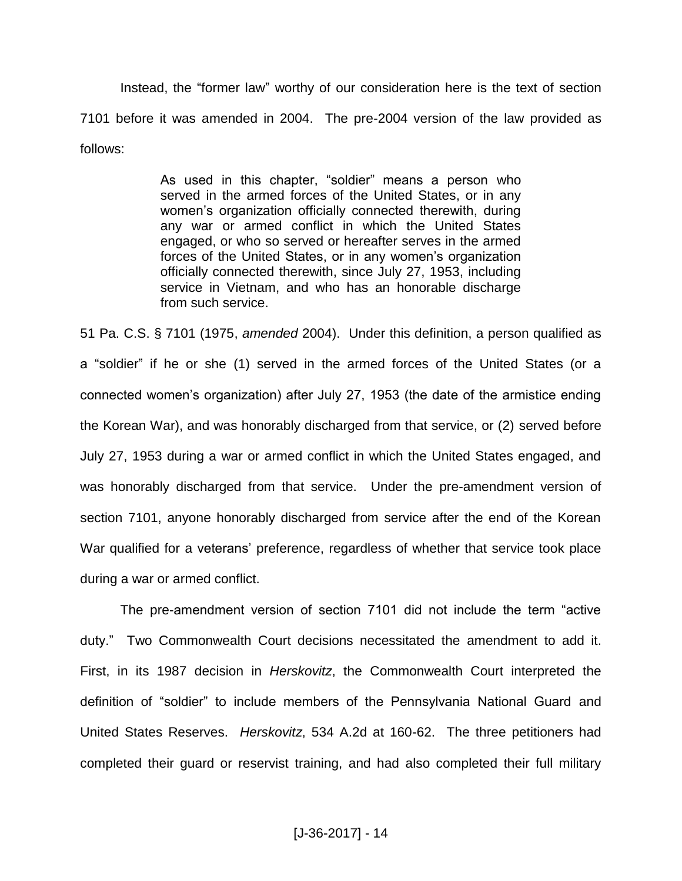Instead, the "former law" worthy of our consideration here is the text of section 7101 before it was amended in 2004. The pre-2004 version of the law provided as follows:

> As used in this chapter, "soldier" means a person who served in the armed forces of the United States, or in any women's organization officially connected therewith, during any war or armed conflict in which the United States engaged, or who so served or hereafter serves in the armed forces of the United States, or in any women's organization officially connected therewith, since July 27, 1953, including service in Vietnam, and who has an honorable discharge from such service.

51 Pa. C.S. § 7101 (1975, *amended* 2004). Under this definition, a person qualified as a "soldier" if he or she (1) served in the armed forces of the United States (or a connected women's organization) after July 27, 1953 (the date of the armistice ending the Korean War), and was honorably discharged from that service, or (2) served before July 27, 1953 during a war or armed conflict in which the United States engaged, and was honorably discharged from that service. Under the pre-amendment version of section 7101, anyone honorably discharged from service after the end of the Korean War qualified for a veterans' preference, regardless of whether that service took place during a war or armed conflict.

The pre-amendment version of section 7101 did not include the term "active duty." Two Commonwealth Court decisions necessitated the amendment to add it. First, in its 1987 decision in *Herskovitz*, the Commonwealth Court interpreted the definition of "soldier" to include members of the Pennsylvania National Guard and United States Reserves. *Herskovitz*, 534 A.2d at 160-62. The three petitioners had completed their guard or reservist training, and had also completed their full military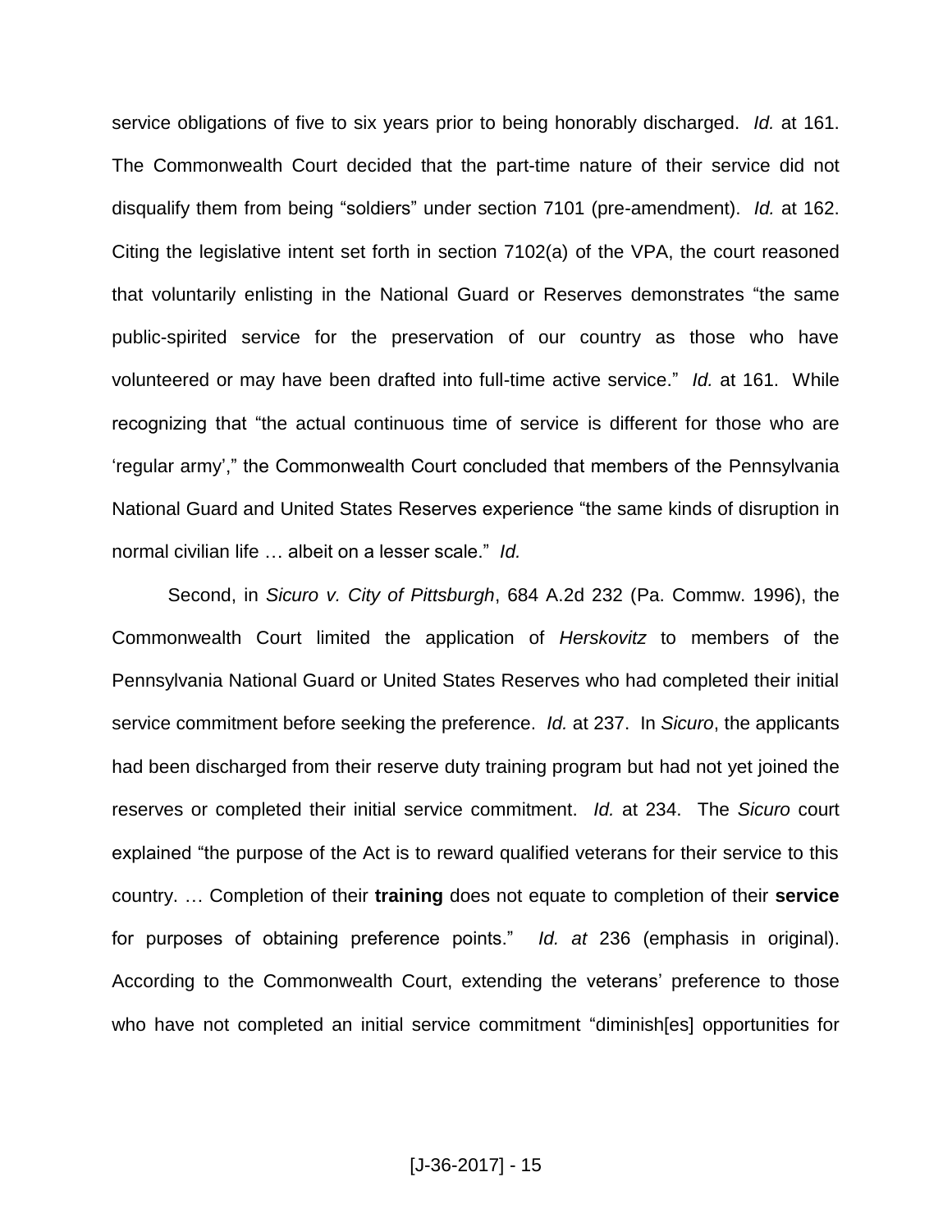service obligations of five to six years prior to being honorably discharged. *Id.* at 161. The Commonwealth Court decided that the part-time nature of their service did not disqualify them from being "soldiers" under section 7101 (pre-amendment). *Id.* at 162. Citing the legislative intent set forth in section 7102(a) of the VPA, the court reasoned that voluntarily enlisting in the National Guard or Reserves demonstrates "the same public-spirited service for the preservation of our country as those who have volunteered or may have been drafted into full-time active service." *Id.* at 161. While recognizing that "the actual continuous time of service is different for those who are 'regular army'," the Commonwealth Court concluded that members of the Pennsylvania National Guard and United States Reserves experience "the same kinds of disruption in normal civilian life … albeit on a lesser scale." *Id.*

Second, in *Sicuro v. City of Pittsburgh*, 684 A.2d 232 (Pa. Commw. 1996), the Commonwealth Court limited the application of *Herskovitz* to members of the Pennsylvania National Guard or United States Reserves who had completed their initial service commitment before seeking the preference. *Id.* at 237. In *Sicuro*, the applicants had been discharged from their reserve duty training program but had not yet joined the reserves or completed their initial service commitment. *Id.* at 234. The *Sicuro* court explained "the purpose of the Act is to reward qualified veterans for their service to this country. … Completion of their **training** does not equate to completion of their **service** for purposes of obtaining preference points." *Id. at* 236 (emphasis in original). According to the Commonwealth Court, extending the veterans' preference to those who have not completed an initial service commitment "diminish[es] opportunities for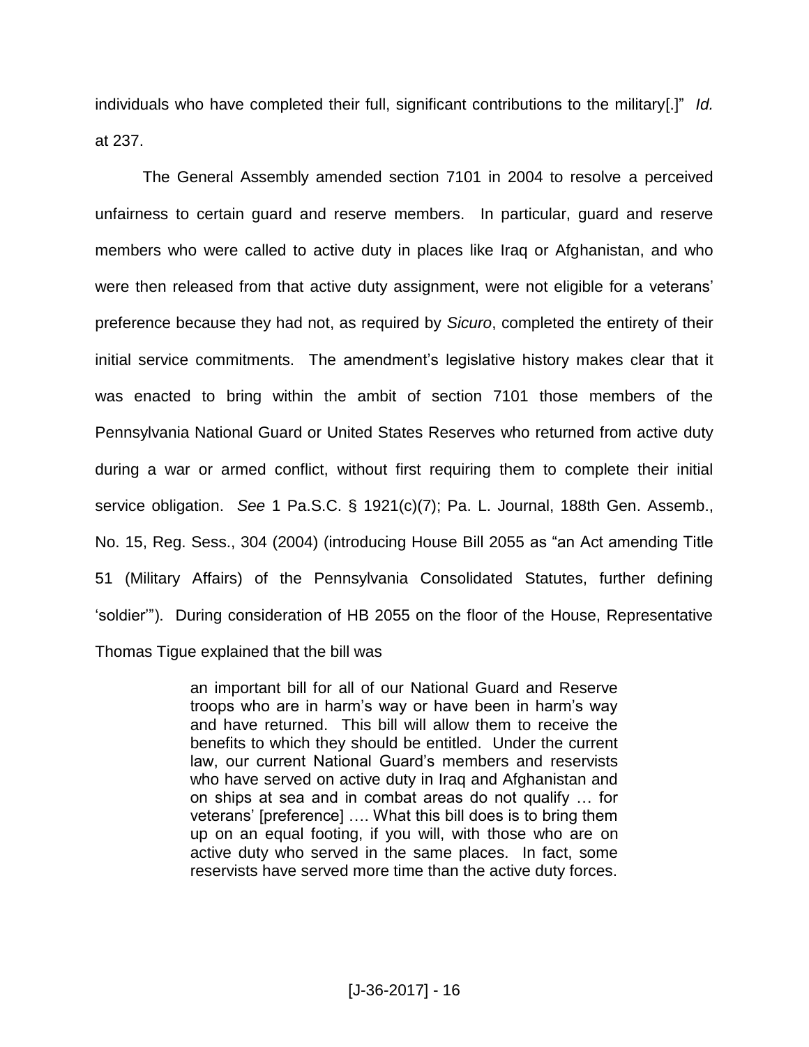individuals who have completed their full, significant contributions to the military[.]" *Id.* at 237.

The General Assembly amended section 7101 in 2004 to resolve a perceived unfairness to certain guard and reserve members. In particular, guard and reserve members who were called to active duty in places like Iraq or Afghanistan, and who were then released from that active duty assignment, were not eligible for a veterans' preference because they had not, as required by *Sicuro*, completed the entirety of their initial service commitments. The amendment's legislative history makes clear that it was enacted to bring within the ambit of section 7101 those members of the Pennsylvania National Guard or United States Reserves who returned from active duty during a war or armed conflict, without first requiring them to complete their initial service obligation. *See* 1 Pa.S.C. § 1921(c)(7); Pa. L. Journal, 188th Gen. Assemb., No. 15, Reg. Sess., 304 (2004) (introducing House Bill 2055 as "an Act amending Title 51 (Military Affairs) of the Pennsylvania Consolidated Statutes, further defining 'soldier'"). During consideration of HB 2055 on the floor of the House, Representative Thomas Tigue explained that the bill was

> an important bill for all of our National Guard and Reserve troops who are in harm's way or have been in harm's way and have returned. This bill will allow them to receive the benefits to which they should be entitled. Under the current law, our current National Guard's members and reservists who have served on active duty in Iraq and Afghanistan and on ships at sea and in combat areas do not qualify … for veterans' [preference] …. What this bill does is to bring them up on an equal footing, if you will, with those who are on active duty who served in the same places. In fact, some reservists have served more time than the active duty forces.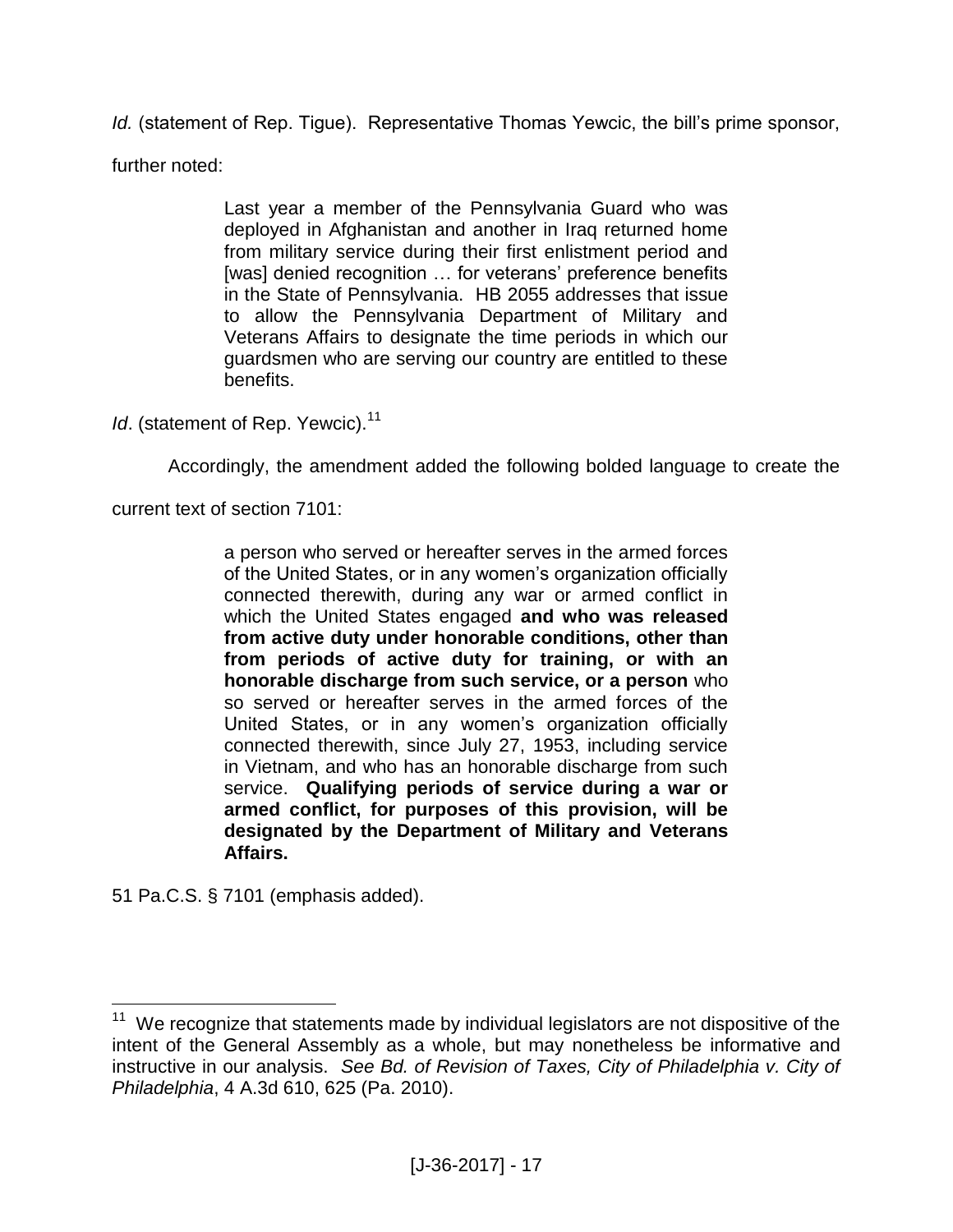*Id.* (statement of Rep. Tigue). Representative Thomas Yewcic, the bill's prime sponsor, further noted:

> Last year a member of the Pennsylvania Guard who was deployed in Afghanistan and another in Iraq returned home from military service during their first enlistment period and [was] denied recognition … for veterans' preference benefits in the State of Pennsylvania. HB 2055 addresses that issue to allow the Pennsylvania Department of Military and Veterans Affairs to designate the time periods in which our guardsmen who are serving our country are entitled to these benefits.

*Id*. (statement of Rep. Yewcic).[11]

Accordingly, the amendment added the following bolded language to create the current text of section 7101:

> a person who served or hereafter serves in the armed forces of the United States, or in any women's organization officially connected therewith, during any war or armed conflict in which the United States engaged **and who was released from active duty under honorable conditions, other than from periods of active duty for training, or with an honorable discharge from such service, or a person** who so served or hereafter serves in the armed forces of the United States, or in any women's organization officially connected therewith, since July 27, 1953, including service in Vietnam, and who has an honorable discharge from such service. **Qualifying periods of service during a war or armed conflict, for purposes of this provision, will be designated by the Department of Military and Veterans Affairs.**

51 Pa.C.S. § 7101 (emphasis added).

---

[11] We recognize that statements made by individual legislators are not dispositive of the intent of the General Assembly as a whole, but may nonetheless be informative and instructive in our analysis. *See Bd. of Revision of Taxes, City of Philadelphia v. City of Philadelphia*, 4 A.3d 610, 625 (Pa. 2010).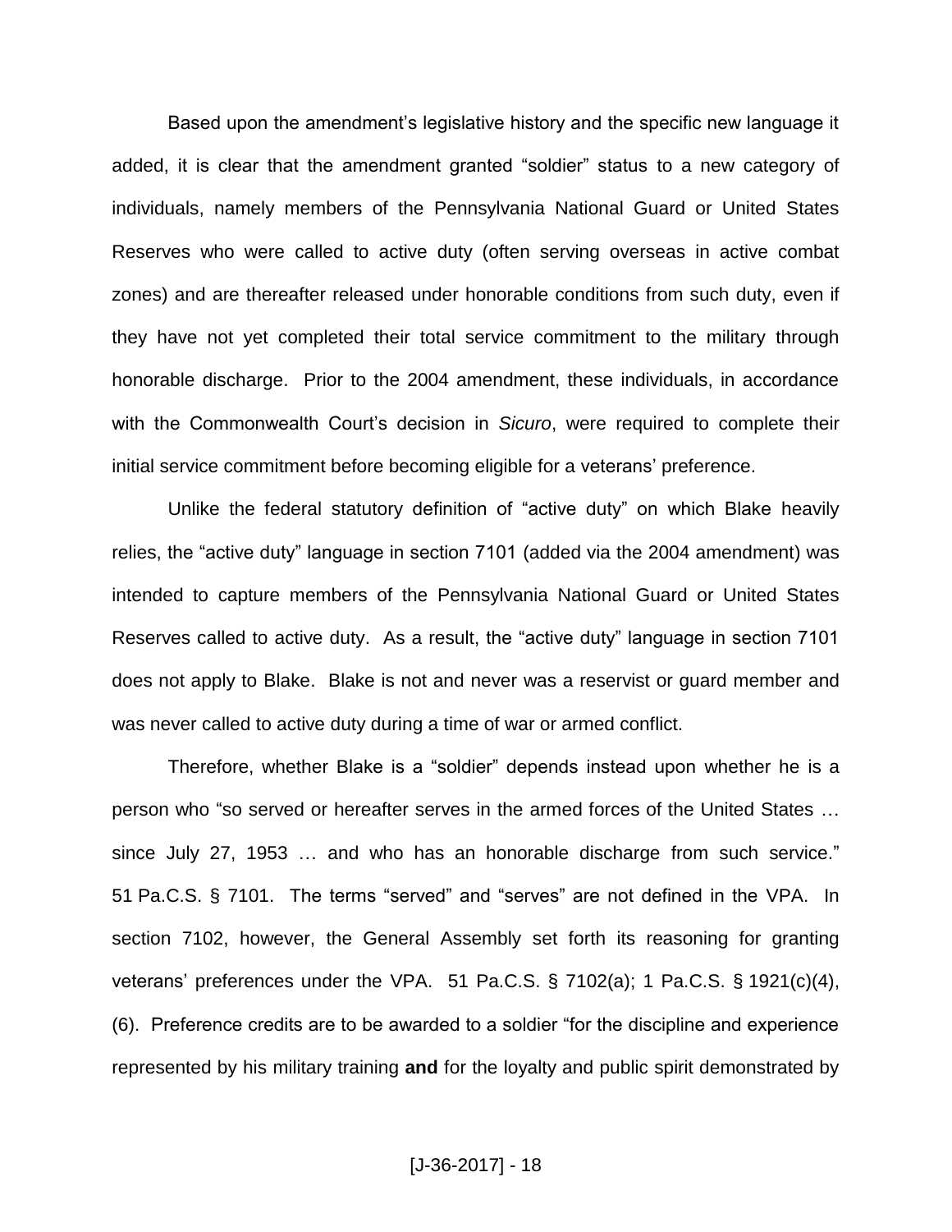Based upon the amendment's legislative history and the specific new language it added, it is clear that the amendment granted "soldier" status to a new category of individuals, namely members of the Pennsylvania National Guard or United States Reserves who were called to active duty (often serving overseas in active combat zones) and are thereafter released under honorable conditions from such duty, even if they have not yet completed their total service commitment to the military through honorable discharge. Prior to the 2004 amendment, these individuals, in accordance with the Commonwealth Court's decision in *Sicuro*, were required to complete their initial service commitment before becoming eligible for a veterans' preference.

Unlike the federal statutory definition of "active duty" on which Blake heavily relies, the "active duty" language in section 7101 (added via the 2004 amendment) was intended to capture members of the Pennsylvania National Guard or United States Reserves called to active duty. As a result, the "active duty" language in section 7101 does not apply to Blake. Blake is not and never was a reservist or guard member and was never called to active duty during a time of war or armed conflict.

Therefore, whether Blake is a "soldier" depends instead upon whether he is a person who "so served or hereafter serves in the armed forces of the United States … since July 27, 1953 … and who has an honorable discharge from such service." 51 Pa.C.S. § 7101. The terms "served" and "serves" are not defined in the VPA. In section 7102, however, the General Assembly set forth its reasoning for granting veterans' preferences under the VPA. 51 Pa.C.S. § 7102(a); 1 Pa.C.S. § 1921(c)(4), (6). Preference credits are to be awarded to a soldier "for the discipline and experience represented by his military training **and** for the loyalty and public spirit demonstrated by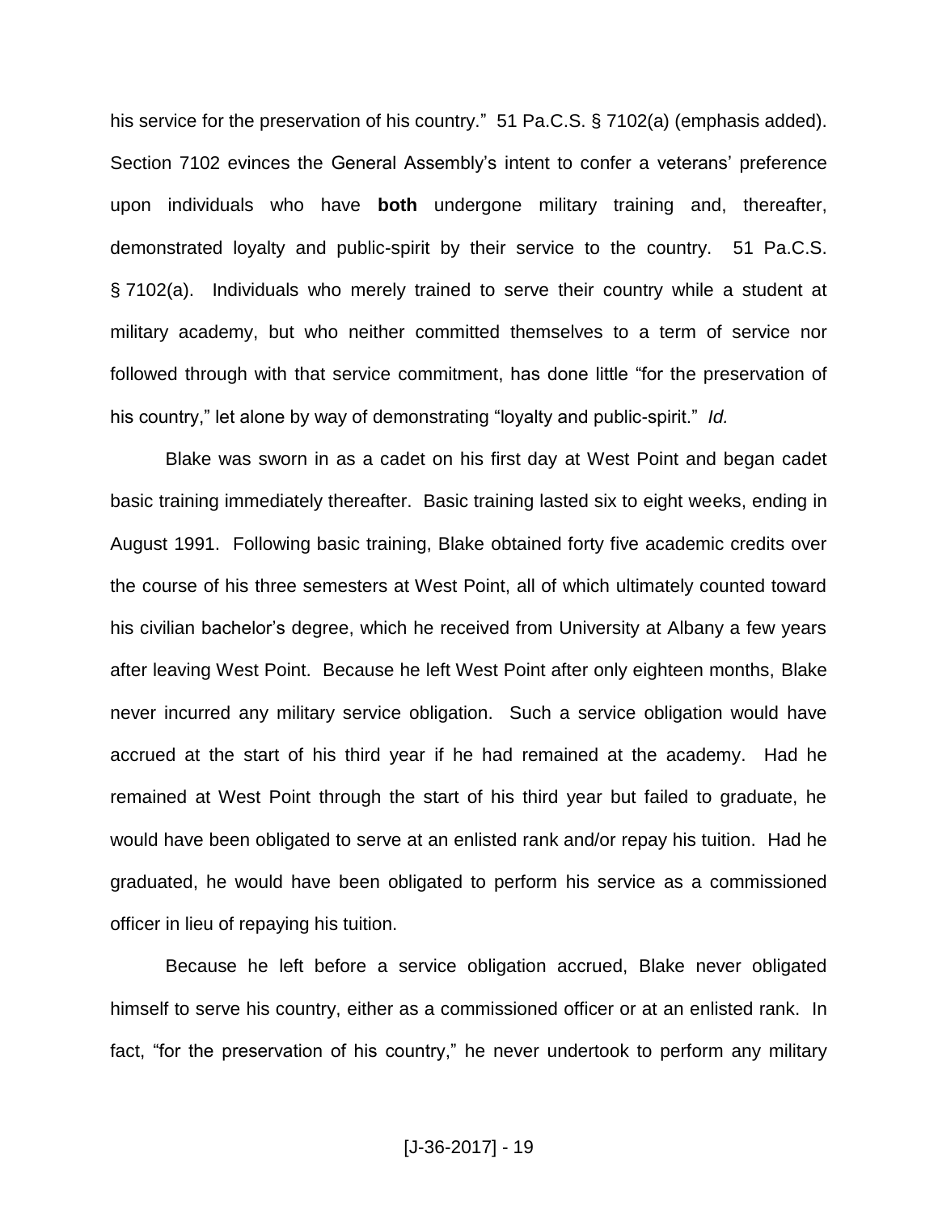his service for the preservation of his country." 51 Pa.C.S. § 7102(a) (emphasis added). Section 7102 evinces the General Assembly's intent to confer a veterans' preference upon individuals who have **both** undergone military training and, thereafter, demonstrated loyalty and public-spirit by their service to the country. 51 Pa.C.S. § 7102(a). Individuals who merely trained to serve their country while a student at military academy, but who neither committed themselves to a term of service nor followed through with that service commitment, has done little "for the preservation of his country," let alone by way of demonstrating "loyalty and public-spirit." *Id.*

Blake was sworn in as a cadet on his first day at West Point and began cadet basic training immediately thereafter. Basic training lasted six to eight weeks, ending in August 1991. Following basic training, Blake obtained forty five academic credits over the course of his three semesters at West Point, all of which ultimately counted toward his civilian bachelor's degree, which he received from University at Albany a few years after leaving West Point. Because he left West Point after only eighteen months, Blake never incurred any military service obligation. Such a service obligation would have accrued at the start of his third year if he had remained at the academy. Had he remained at West Point through the start of his third year but failed to graduate, he would have been obligated to serve at an enlisted rank and/or repay his tuition. Had he graduated, he would have been obligated to perform his service as a commissioned officer in lieu of repaying his tuition.

Because he left before a service obligation accrued, Blake never obligated himself to serve his country, either as a commissioned officer or at an enlisted rank. In fact, "for the preservation of his country," he never undertook to perform any military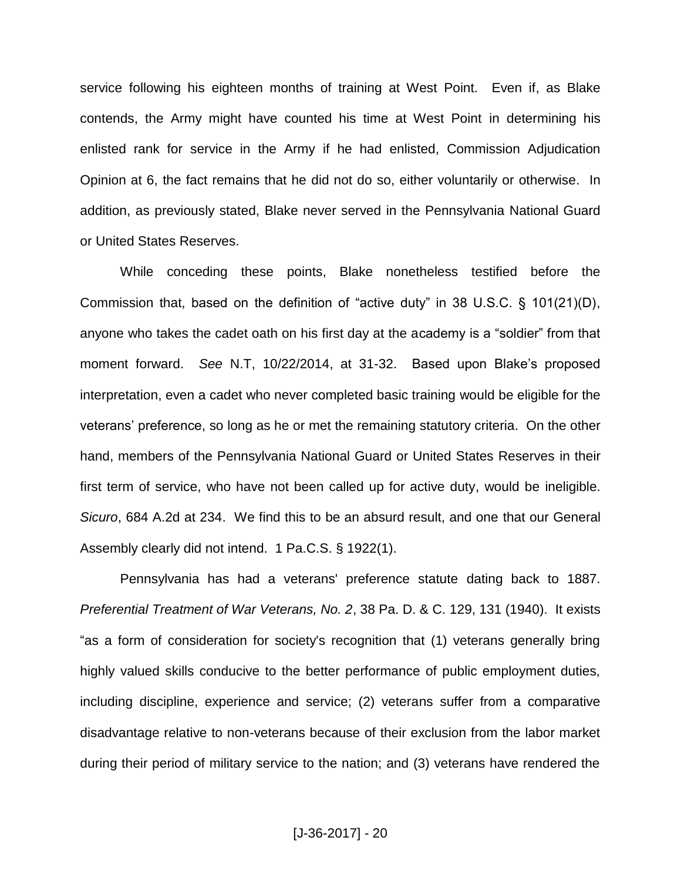service following his eighteen months of training at West Point. Even if, as Blake contends, the Army might have counted his time at West Point in determining his enlisted rank for service in the Army if he had enlisted, Commission Adjudication Opinion at 6, the fact remains that he did not do so, either voluntarily or otherwise. In addition, as previously stated, Blake never served in the Pennsylvania National Guard or United States Reserves.

While conceding these points, Blake nonetheless testified before the Commission that, based on the definition of "active duty" in 38 U.S.C. § 101(21)(D), anyone who takes the cadet oath on his first day at the academy is a "soldier" from that moment forward. *See* N.T, 10/22/2014, at 31-32. Based upon Blake's proposed interpretation, even a cadet who never completed basic training would be eligible for the veterans' preference, so long as he or met the remaining statutory criteria. On the other hand, members of the Pennsylvania National Guard or United States Reserves in their first term of service, who have not been called up for active duty, would be ineligible. *Sicuro*, 684 A.2d at 234. We find this to be an absurd result, and one that our General Assembly clearly did not intend. 1 Pa.C.S. § 1922(1).

Pennsylvania has had a veterans' preference statute dating back to 1887. *Preferential Treatment of War Veterans, No. 2*, 38 Pa. D. & C. 129, 131 (1940). It exists "as a form of consideration for society's recognition that (1) veterans generally bring highly valued skills conducive to the better performance of public employment duties, including discipline, experience and service; (2) veterans suffer from a comparative disadvantage relative to non-veterans because of their exclusion from the labor market during their period of military service to the nation; and (3) veterans have rendered the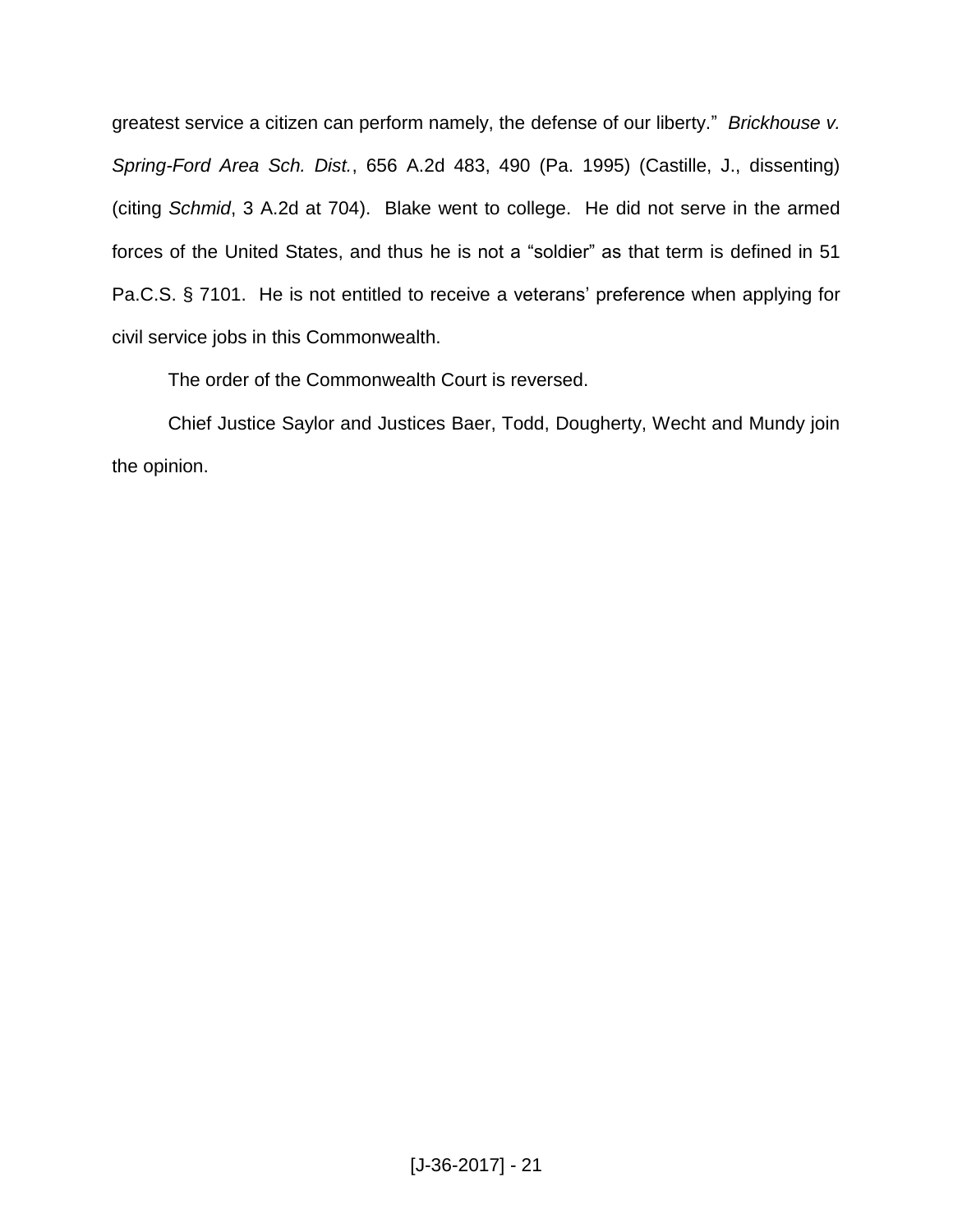greatest service a citizen can perform namely, the defense of our liberty." *Brickhouse v. Spring-Ford Area Sch. Dist.*, 656 A.2d 483, 490 (Pa. 1995) (Castille, J., dissenting) (citing *Schmid*, 3 A.2d at 704). Blake went to college. He did not serve in the armed forces of the United States, and thus he is not a "soldier" as that term is defined in 51 Pa.C.S. § 7101. He is not entitled to receive a veterans' preference when applying for civil service jobs in this Commonwealth.

The order of the Commonwealth Court is reversed.

Chief Justice Saylor and Justices Baer, Todd, Dougherty, Wecht and Mundy join the opinion.